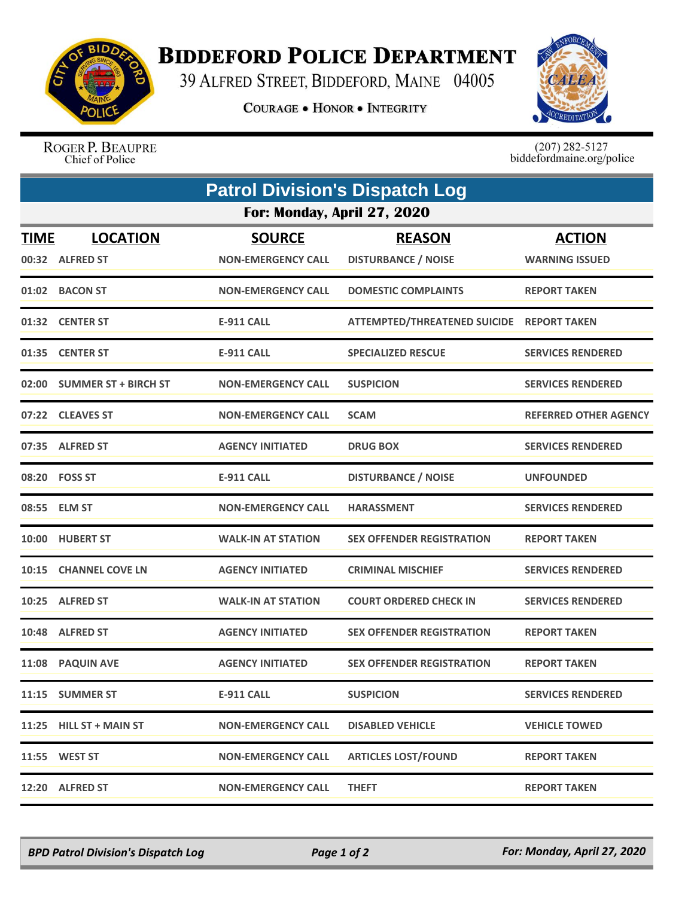# Biddeford Police Department

39 Alfred Street, Biddeford, Maine 04005

Courage • Honor • Integrity

Roger P. Beaupre
Chief of Police

(207) 282-5127
biddefordmaine.org/police

## Patrol Division's Dispatch Log

### For: Monday, April 27, 2020

| TIME | LOCATION | SOURCE | REASON | ACTION |
|---|---|---|---|---|
| 00:32 | ALFRED ST | NON-EMERGENCY CALL | DISTURBANCE / NOISE | WARNING ISSUED |
| 01:02 | BACON ST | NON-EMERGENCY CALL | DOMESTIC COMPLAINTS | REPORT TAKEN |
| 01:32 | CENTER ST | E-911 CALL | ATTEMPTED/THREATENED SUICIDE | REPORT TAKEN |
| 01:35 | CENTER ST | E-911 CALL | SPECIALIZED RESCUE | SERVICES RENDERED |
| 02:00 | SUMMER ST + BIRCH ST | NON-EMERGENCY CALL | SUSPICION | SERVICES RENDERED |
| 07:22 | CLEAVES ST | NON-EMERGENCY CALL | SCAM | REFERRED OTHER AGENCY |
| 07:35 | ALFRED ST | AGENCY INITIATED | DRUG BOX | SERVICES RENDERED |
| 08:20 | FOSS ST | E-911 CALL | DISTURBANCE / NOISE | UNFOUNDED |
| 08:55 | ELM ST | NON-EMERGENCY CALL | HARASSMENT | SERVICES RENDERED |
| 10:00 | HUBERT ST | WALK-IN AT STATION | SEX OFFENDER REGISTRATION | REPORT TAKEN |
| 10:15 | CHANNEL COVE LN | AGENCY INITIATED | CRIMINAL MISCHIEF | SERVICES RENDERED |
| 10:25 | ALFRED ST | WALK-IN AT STATION | COURT ORDERED CHECK IN | SERVICES RENDERED |
| 10:48 | ALFRED ST | AGENCY INITIATED | SEX OFFENDER REGISTRATION | REPORT TAKEN |
| 11:08 | PAQUIN AVE | AGENCY INITIATED | SEX OFFENDER REGISTRATION | REPORT TAKEN |
| 11:15 | SUMMER ST | E-911 CALL | SUSPICION | SERVICES RENDERED |
| 11:25 | HILL ST + MAIN ST | NON-EMERGENCY CALL | DISABLED VEHICLE | VEHICLE TOWED |
| 11:55 | WEST ST | NON-EMERGENCY CALL | ARTICLES LOST/FOUND | REPORT TAKEN |
| 12:20 | ALFRED ST | NON-EMERGENCY CALL | THEFT | REPORT TAKEN |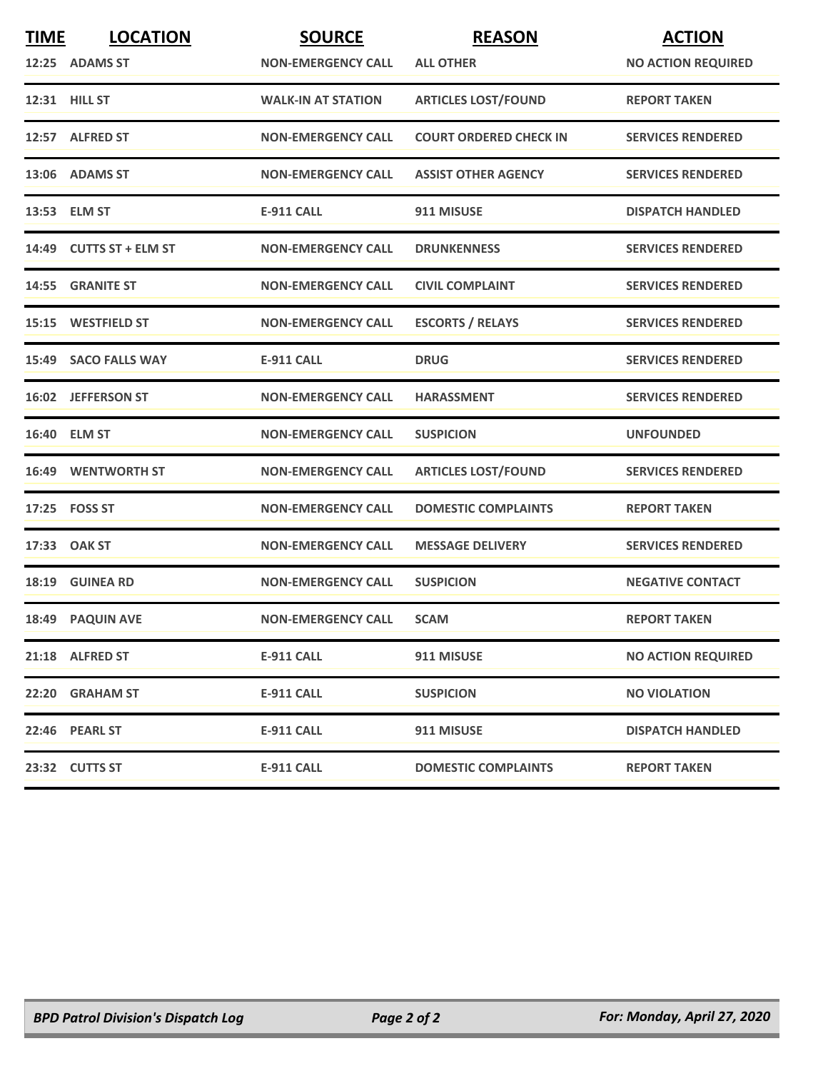| TIME | LOCATION | SOURCE | REASON | ACTION |
|---|---|---|---|---|
| 12:25 | ADAMS ST | NON-EMERGENCY CALL | ALL OTHER | NO ACTION REQUIRED |
| 12:31 | HILL ST | WALK-IN AT STATION | ARTICLES LOST/FOUND | REPORT TAKEN |
| 12:57 | ALFRED ST | NON-EMERGENCY CALL | COURT ORDERED CHECK IN | SERVICES RENDERED |
| 13:06 | ADAMS ST | NON-EMERGENCY CALL | ASSIST OTHER AGENCY | SERVICES RENDERED |
| 13:53 | ELM ST | E-911 CALL | 911 MISUSE | DISPATCH HANDLED |
| 14:49 | CUTTS ST + ELM ST | NON-EMERGENCY CALL | DRUNKENNESS | SERVICES RENDERED |
| 14:55 | GRANITE ST | NON-EMERGENCY CALL | CIVIL COMPLAINT | SERVICES RENDERED |
| 15:15 | WESTFIELD ST | NON-EMERGENCY CALL | ESCORTS / RELAYS | SERVICES RENDERED |
| 15:49 | SACO FALLS WAY | E-911 CALL | DRUG | SERVICES RENDERED |
| 16:02 | JEFFERSON ST | NON-EMERGENCY CALL | HARASSMENT | SERVICES RENDERED |
| 16:40 | ELM ST | NON-EMERGENCY CALL | SUSPICION | UNFOUNDED |
| 16:49 | WENTWORTH ST | NON-EMERGENCY CALL | ARTICLES LOST/FOUND | SERVICES RENDERED |
| 17:25 | FOSS ST | NON-EMERGENCY CALL | DOMESTIC COMPLAINTS | REPORT TAKEN |
| 17:33 | OAK ST | NON-EMERGENCY CALL | MESSAGE DELIVERY | SERVICES RENDERED |
| 18:19 | GUINEA RD | NON-EMERGENCY CALL | SUSPICION | NEGATIVE CONTACT |
| 18:49 | PAQUIN AVE | NON-EMERGENCY CALL | SCAM | REPORT TAKEN |
| 21:18 | ALFRED ST | E-911 CALL | 911 MISUSE | NO ACTION REQUIRED |
| 22:20 | GRAHAM ST | E-911 CALL | SUSPICION | NO VIOLATION |
| 22:46 | PEARL ST | E-911 CALL | 911 MISUSE | DISPATCH HANDLED |
| 23:32 | CUTTS ST | E-911 CALL | DOMESTIC COMPLAINTS | REPORT TAKEN |

*BPD Patrol Division's Dispatch Log* — *For: Monday, April 27, 2020*